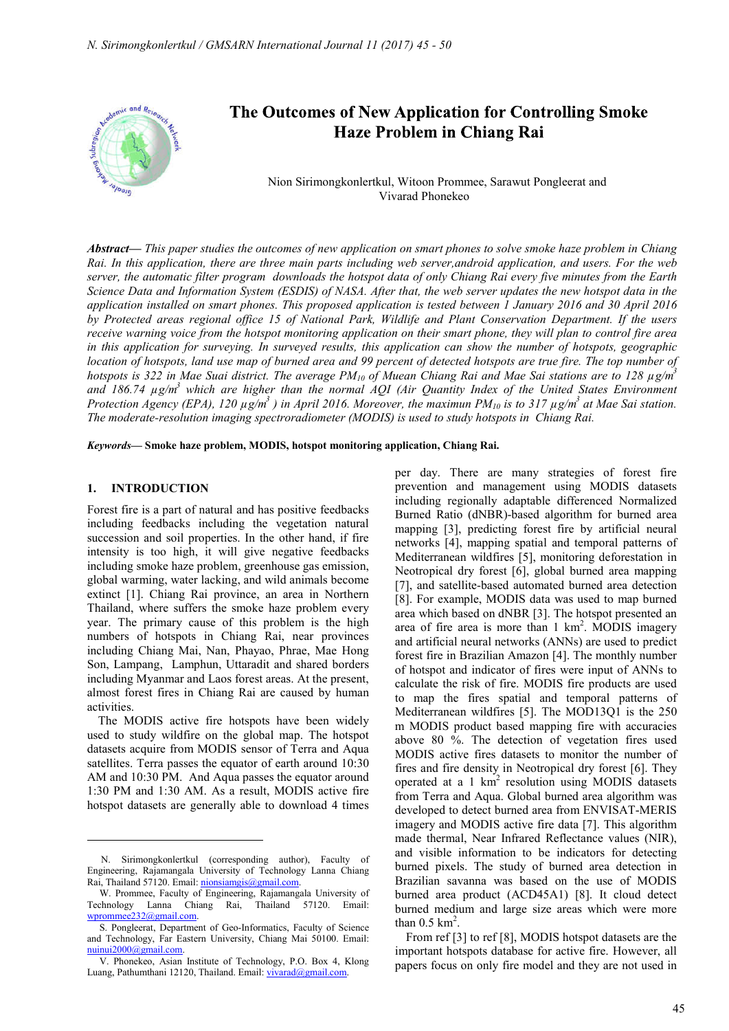# The Outcomes of New Application for Controlling Smoke Haze Problem in Chiang Rai

Nion Sirimongkonlertkul, Witoon Prommee, Sarawut Pongleerat and Vivarad Phonekeo

***Abstract*— *This paper studies the outcomes of new application on smart phones to solve smoke haze problem in Chiang Rai. In this application, there are three main parts including web server,android application, and users. For the web server, the automatic filter program downloads the hotspot data of only Chiang Rai every five minutes from the Earth Science Data and Information System (ESDIS) of NASA. After that, the web server updates the new hotspot data in the application installed on smart phones. This proposed application is tested between 1 January 2016 and 30 April 2016 by Protected areas regional office 15 of National Park, Wildlife and Plant Conservation Department. If the users receive warning voice from the hotspot monitoring application on their smart phone, they will plan to control fire area in this application for surveying. In surveyed results, this application can show the number of hotspots, geographic location of hotspots, land use map of burned area and 99 percent of detected hotspots are true fire. The top number of hotspots is 322 in Mae Suai district. The average $PM_{10}$ of Muean Chiang Rai and Mae Sai stations are to 128 $\mu g/m^3$ and 186.74 $\mu g/m^3$ which are higher than the normal AQI (Air Quantity Index of the United States Environment Protection Agency (EPA), 120 $\mu g/m^3$ ) in April 2016. Moreover, the maximun $PM_{10}$ is to 317 $\mu g/m^3$ at Mae Sai station. The moderate-resolution imaging spectroradiometer (MODIS) is used to study hotspots in Chiang Rai.***

***Keywords*— Smoke haze problem, MODIS, hotspot monitoring application, Chiang Rai.**

## 1. INTRODUCTION

Forest fire is a part of natural and has positive feedbacks including feedbacks including the vegetation natural succession and soil properties. In the other hand, if fire intensity is too high, it will give negative feedbacks including smoke haze problem, greenhouse gas emission, global warming, water lacking, and wild animals become extinct [1]. Chiang Rai province, an area in Northern Thailand, where suffers the smoke haze problem every year. The primary cause of this problem is the high numbers of hotspots in Chiang Rai, near provinces including Chiang Mai, Nan, Phayao, Phrae, Mae Hong Son, Lampang, Lamphun, Uttaradit and shared borders including Myanmar and Laos forest areas. At the present, almost forest fires in Chiang Rai are caused by human activities.

The MODIS active fire hotspots have been widely used to study wildfire on the global map. The hotspot datasets acquire from MODIS sensor of Terra and Aqua satellites. Terra passes the equator of earth around 10:30 AM and 10:30 PM. And Aqua passes the equator around 1:30 PM and 1:30 AM. As a result, MODIS active fire hotspot datasets are generally able to download 4 times per day. There are many strategies of forest fire prevention and management using MODIS datasets including regionally adaptable differenced Normalized Burned Ratio (dNBR)-based algorithm for burned area mapping [3], predicting forest fire by artificial neural networks [4], mapping spatial and temporal patterns of Mediterranean wildfires [5], monitoring deforestation in Neotropical dry forest [6], global burned area mapping [7], and satellite-based automated burned area detection [8]. For example, MODIS data was used to map burned area which based on dNBR [3]. The hotspot presented an area of fire area is more than 1 km$^2$. MODIS imagery and artificial neural networks (ANNs) are used to predict forest fire in Brazilian Amazon [4]. The monthly number of hotspot and indicator of fires were input of ANNs to calculate the risk of fire. MODIS fire products are used to map the fires spatial and temporal patterns of Mediterranean wildfires [5]. The MOD13Q1 is the 250 m MODIS product based mapping fire with accuracies above 80 %. The detection of vegetation fires used MODIS active fires datasets to monitor the number of fires and fire density in Neotropical dry forest [6]. They operated at a 1 km$^2$ resolution using MODIS datasets from Terra and Aqua. Global burned area algorithm was developed to detect burned area from ENVISAT-MERIS imagery and MODIS active fire data [7]. This algorithm made thermal, Near Infrared Reflectance values (NIR), and visible information to be indicators for detecting burned pixels. The study of burned area detection in Brazilian savanna was based on the use of MODIS burned area product (ACD45A1) [8]. It cloud detect burned medium and large size areas which were more than 0.5 km$^2$.

From ref [3] to ref [8], MODIS hotspot datasets are the important hotspots database for active fire. However, all papers focus on only fire model and they are not used in

---

N. Sirimongkonlertkul (corresponding author), Faculty of Engineering, Rajamangala University of Technology Lanna Chiang Rai, Thailand 57120. Email: nionsiamgis@gmail.com.

W. Prommee, Faculty of Engineering, Rajamangala University of Technology Lanna Chiang Rai, Thailand 57120. Email: wprommee232@gmail.com.

S. Pongleerat, Department of Geo-Informatics, Faculty of Science and Technology, Far Eastern University, Chiang Mai 50100. Email: nuinui2000@gmail.com.

V. Phonekeo, Asian Institute of Technology, P.O. Box 4, Klong Luang, Pathumthani 12120, Thailand. Email: vivarad@gmail.com.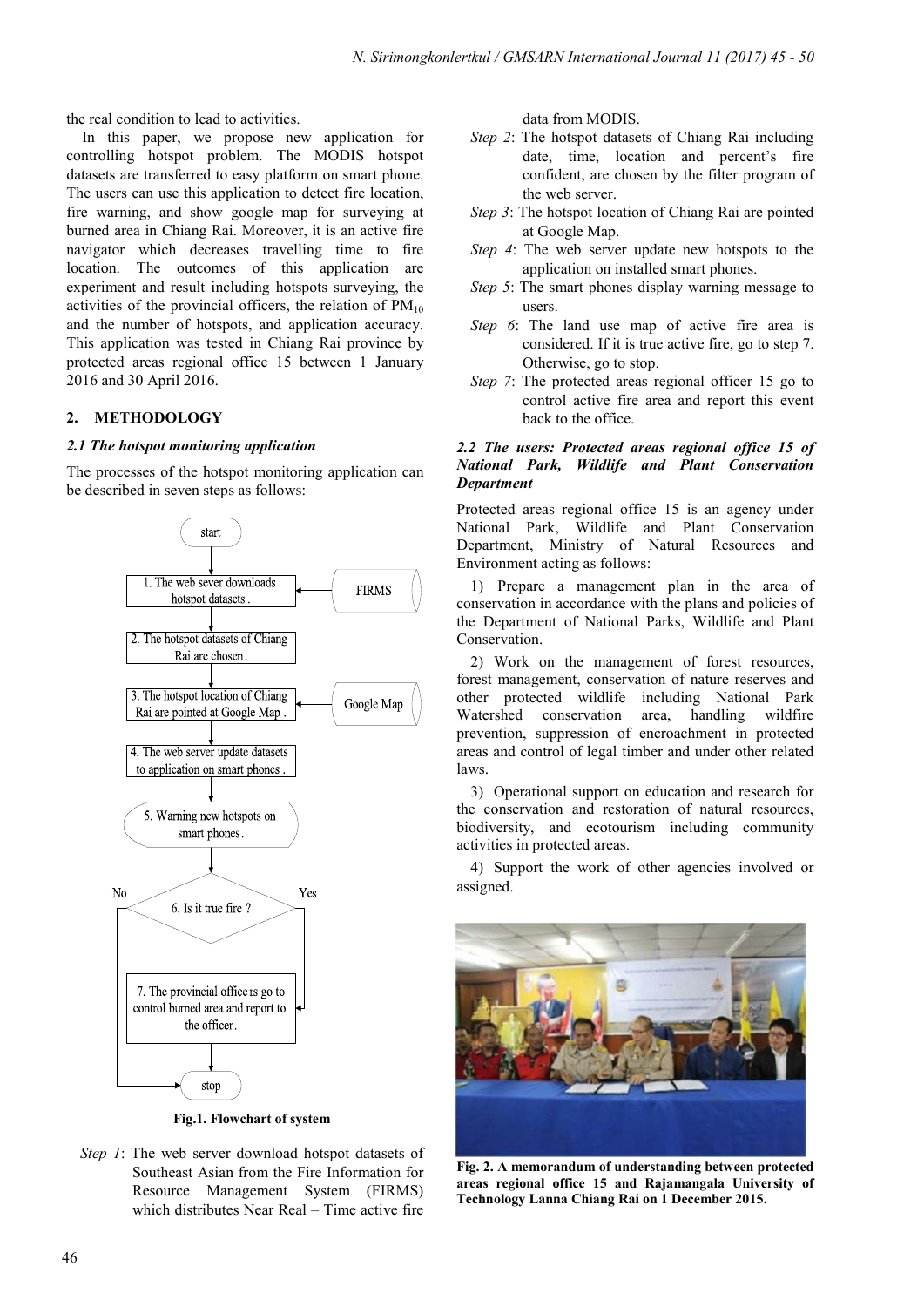the real condition to lead to activities.

In this paper, we propose new application for controlling hotspot problem. The MODIS hotspot datasets are transferred to easy platform on smart phone. The users can use this application to detect fire location, fire warning, and show google map for surveying at burned area in Chiang Rai. Moreover, it is an active fire navigator which decreases travelling time to fire location. The outcomes of this application are experiment and result including hotspots surveying, the activities of the provincial officers, the relation of $PM_{10}$ and the number of hotspots, and application accuracy. This application was tested in Chiang Rai province by protected areas regional office 15 between 1 January 2016 and 30 April 2016.

## 2. METHODOLOGY

### *2.1 The hotspot monitoring application*

The processes of the hotspot monitoring application can be described in seven steps as follows:

**Fig.1. Flowchart of system**

*Step 1*: The web server download hotspot datasets of Southeast Asian from the Fire Information for Resource Management System (FIRMS) which distributes Near Real – Time active fire data from MODIS.

*Step 2*: The hotspot datasets of Chiang Rai including date, time, location and percent's fire confident, are chosen by the filter program of the web server.

*Step 3*: The hotspot location of Chiang Rai are pointed at Google Map.

*Step 4*: The web server update new hotspots to the application on installed smart phones.

*Step 5*: The smart phones display warning message to users.

*Step 6*: The land use map of active fire area is considered. If it is true active fire, go to step 7. Otherwise, go to stop.

*Step 7*: The protected areas regional officer 15 go to control active fire area and report this event back to the office.

### *2.2 The users: Protected areas regional office 15 of National Park, Wildlife and Plant Conservation Department*

Protected areas regional office 15 is an agency under National Park, Wildlife and Plant Conservation Department, Ministry of Natural Resources and Environment acting as follows:

1) Prepare a management plan in the area of conservation in accordance with the plans and policies of the Department of National Parks, Wildlife and Plant Conservation.

2) Work on the management of forest resources, forest management, conservation of nature reserves and other protected wildlife including National Park Watershed conservation area, handling wildfire prevention, suppression of encroachment in protected areas and control of legal timber and under other related laws.

3) Operational support on education and research for the conservation and restoration of natural resources, biodiversity, and ecotourism including community activities in protected areas.

4) Support the work of other agencies involved or assigned.

**Fig. 2. A memorandum of understanding between protected areas regional office 15 and Rajamangala University of Technology Lanna Chiang Rai on 1 December 2015.**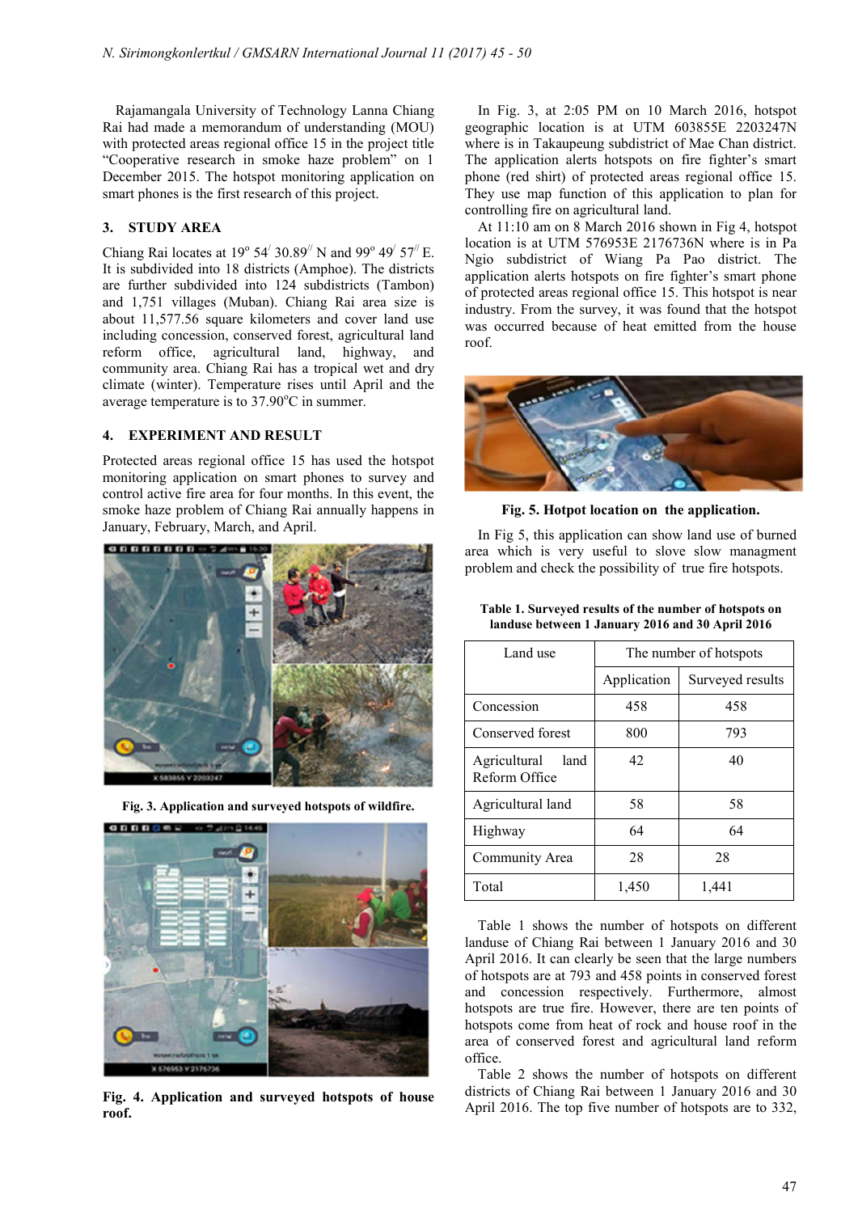Rajamangala University of Technology Lanna Chiang Rai had made a memorandum of understanding (MOU) with protected areas regional office 15 in the project title "Cooperative research in smoke haze problem" on 1 December 2015. The hotspot monitoring application on smart phones is the first research of this project.

## 3. STUDY AREA

Chiang Rai locates at 19° 54′ 30.89″ N and 99° 49′ 57″ E. It is subdivided into 18 districts (Amphoe). The districts are further subdivided into 124 subdistricts (Tambon) and 1,751 villages (Muban). Chiang Rai area size is about 11,577.56 square kilometers and cover land use including concession, conserved forest, agricultural land reform office, agricultural land, highway, and community area. Chiang Rai has a tropical wet and dry climate (winter). Temperature rises until April and the average temperature is to 37.90°C in summer.

## 4. EXPERIMENT AND RESULT

Protected areas regional office 15 has used the hotspot monitoring application on smart phones to survey and control active fire area for four months. In this event, the smoke haze problem of Chiang Rai annually happens in January, February, March, and April.

**Fig. 3. Application and surveyed hotspots of wildfire.**

**Fig. 4. Application and surveyed hotspots of house roof.**

In Fig. 3, at 2:05 PM on 10 March 2016, hotspot geographic location is at UTM 603855E 2203247N where is in Takaupeung subdistrict of Mae Chan district. The application alerts hotspots on fire fighter's smart phone (red shirt) of protected areas regional office 15. They use map function of this application to plan for controlling fire on agricultural land.

At 11:10 am on 8 March 2016 shown in Fig 4, hotspot location is at UTM 576953E 2176736N where is in Pa Ngio subdistrict of Wiang Pa Pao district. The application alerts hotspots on fire fighter's smart phone of protected areas regional office 15. This hotspot is near industry. From the survey, it was found that the hotspot was occurred because of heat emitted from the house roof.

**Fig. 5. Hotpot location on the application.**

In Fig 5, this application can show land use of burned area which is very useful to slove slow managment problem and check the possibility of true fire hotspots.

**Table 1. Surveyed results of the number of hotspots on landuse between 1 January 2016 and 30 April 2016**

| Land use | The number of hotspots | |
|---|---|---|
| | Application | Surveyed results |
| Concession | 458 | 458 |
| Conserved forest | 800 | 793 |
| Agricultural land Reform Office | 42 | 40 |
| Agricultural land | 58 | 58 |
| Highway | 64 | 64 |
| Community Area | 28 | 28 |
| Total | 1,450 | 1,441 |

Table 1 shows the number of hotspots on different landuse of Chiang Rai between 1 January 2016 and 30 April 2016. It can clearly be seen that the large numbers of hotspots are at 793 and 458 points in conserved forest and concession respectively. Furthermore, almost hotspots are true fire. However, there are ten points of hotspots come from heat of rock and house roof in the area of conserved forest and agricultural land reform office.

Table 2 shows the number of hotspots on different districts of Chiang Rai between 1 January 2016 and 30 April 2016. The top five number of hotspots are to 332,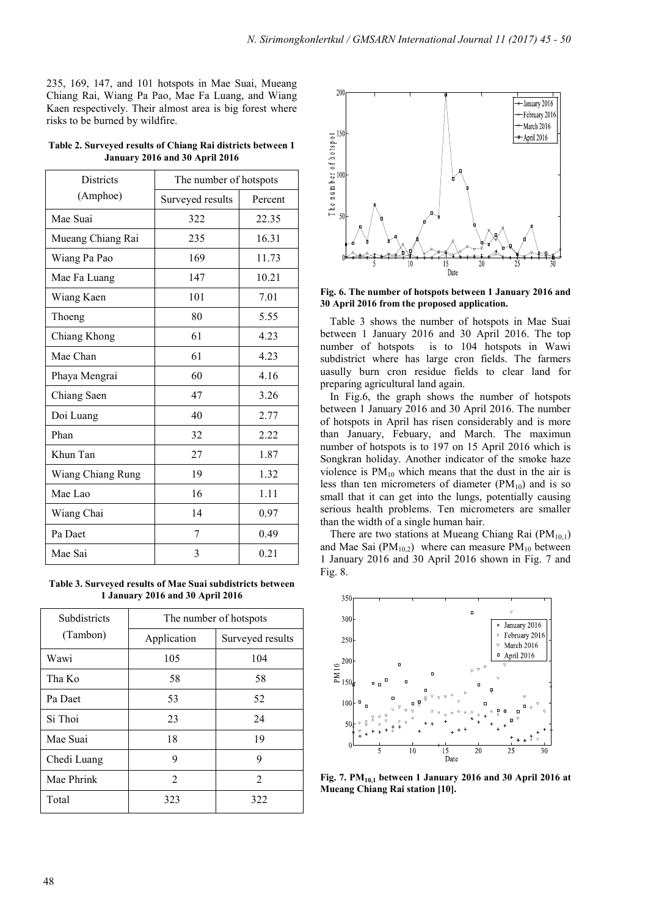235, 169, 147, and 101 hotspots in Mae Suai, Mueang Chiang Rai, Wiang Pa Pao, Mae Fa Luang, and Wiang Kaen respectively. Their almost area is big forest where risks to be burned by wildfire.

**Table 2. Surveyed results of Chiang Rai districts between 1 January 2016 and 30 April 2016**

| Districts (Amphoe) | The number of hotspots | |
|---|---|---|
| | Surveyed results | Percent |
| Mae Suai | 322 | 22.35 |
| Mueang Chiang Rai | 235 | 16.31 |
| Wiang Pa Pao | 169 | 11.73 |
| Mae Fa Luang | 147 | 10.21 |
| Wiang Kaen | 101 | 7.01 |
| Thoeng | 80 | 5.55 |
| Chiang Khong | 61 | 4.23 |
| Mae Chan | 61 | 4.23 |
| Phaya Mengrai | 60 | 4.16 |
| Chiang Saen | 47 | 3.26 |
| Doi Luang | 40 | 2.77 |
| Phan | 32 | 2.22 |
| Khun Tan | 27 | 1.87 |
| Wiang Chiang Rung | 19 | 1.32 |
| Mae Lao | 16 | 1.11 |
| Wiang Chai | 14 | 0.97 |
| Pa Daet | 7 | 0.49 |
| Mae Sai | 3 | 0.21 |

**Table 3. Surveyed results of Mae Suai subdistricts between 1 January 2016 and 30 April 2016**

| Subdistricts (Tambon) | The number of hotspots | |
|---|---|---|
| | Application | Surveyed results |
| Wawi | 105 | 104 |
| Tha Ko | 58 | 58 |
| Pa Daet | 53 | 52 |
| Si Thoi | 23 | 24 |
| Mae Suai | 18 | 19 |
| Chedi Luang | 9 | 9 |
| Mae Phrink | 2 | 2 |
| Total | 323 | 322 |

**Fig. 6. The number of hotspots between 1 January 2016 and 30 April 2016 from the proposed application.**

Table 3 shows the number of hotspots in Mae Suai between 1 January 2016 and 30 April 2016. The top number of hotspots is to 104 hotspots in Wawi subdistrict where has large cron fields. The farmers uasully burn cron residue fields to clear land for preparing agricultural land again.

In Fig.6, the graph shows the number of hotspots between 1 January 2016 and 30 April 2016. The number of hotspots in April has risen considerably and is more than January, Febuary, and March. The maximun number of hotspots is to 197 on 15 April 2016 which is Songkran holiday. Another indicator of the smoke haze violence is $PM_{10}$ which means that the dust in the air is less than ten micrometers of diameter ($PM_{10}$) and is so small that it can get into the lungs, potentially causing serious health problems. Ten micrometers are smaller than the width of a single human hair.

There are two stations at Mueang Chiang Rai ($PM_{10,1}$) and Mae Sai ($PM_{10,2}$) where can measure $PM_{10}$ between 1 January 2016 and 30 April 2016 shown in Fig. 7 and Fig. 8.

**Fig. 7. $PM_{10,1}$ between 1 January 2016 and 30 April 2016 at Mueang Chiang Rai station [10].**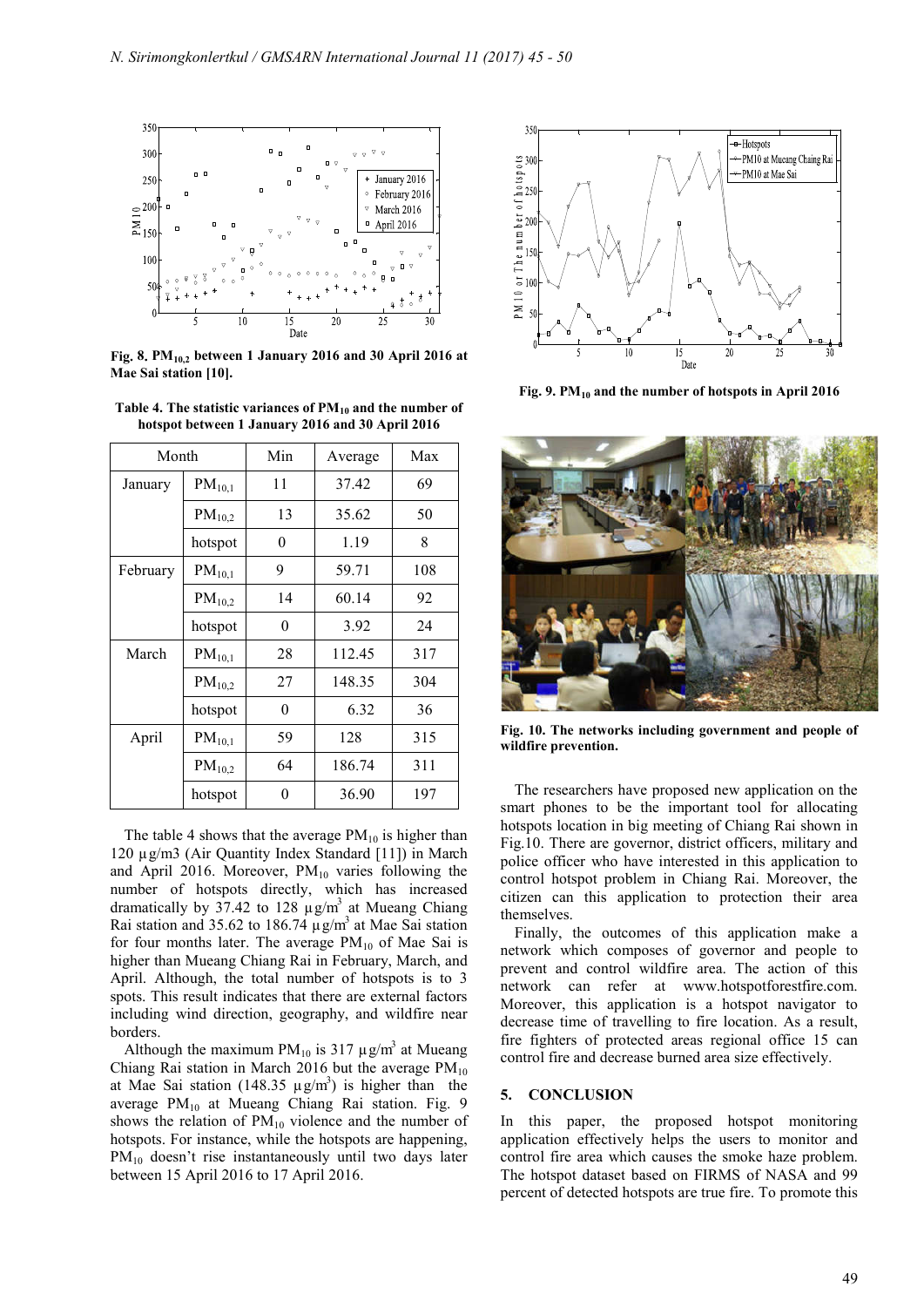Fig. 8. $PM_{10,2}$ between 1 January 2016 and 30 April 2016 at Mae Sai station [10].

Table 4. The statistic variances of $PM_{10}$ and the number of hotspot between 1 January 2016 and 30 April 2016

| Month | | Min | Average | Max |
|---|---|---|---|---|
| January | $PM_{10,1}$ | 11 | 37.42 | 69 |
| | $PM_{10,2}$ | 13 | 35.62 | 50 |
| | hotspot | 0 | 1.19 | 8 |
| February | $PM_{10,1}$ | 9 | 59.71 | 108 |
| | $PM_{10,2}$ | 14 | 60.14 | 92 |
| | hotspot | 0 | 3.92 | 24 |
| March | $PM_{10,1}$ | 28 | 112.45 | 317 |
| | $PM_{10,2}$ | 27 | 148.35 | 304 |
| | hotspot | 0 | 6.32 | 36 |
| April | $PM_{10,1}$ | 59 | 128 | 315 |
| | $PM_{10,2}$ | 64 | 186.74 | 311 |
| | hotspot | 0 | 36.90 | 197 |

The table 4 shows that the average $PM_{10}$ is higher than 120 µg/m3 (Air Quantity Index Standard [11]) in March and April 2016. Moreover, $PM_{10}$ varies following the number of hotspots directly, which has increased dramatically by 37.42 to 128 µg/m$^3$ at Mueang Chiang Rai station and 35.62 to 186.74 µg/m$^3$ at Mae Sai station for four months later. The average $PM_{10}$ of Mae Sai is higher than Mueang Chiang Rai in February, March, and April. Although, the total number of hotspots is to 3 spots. This result indicates that there are external factors including wind direction, geography, and wildfire near borders.

Although the maximum $PM_{10}$ is 317 µg/m$^3$ at Mueang Chiang Rai station in March 2016 but the average $PM_{10}$ at Mae Sai station (148.35 µg/m$^3$) is higher than the average $PM_{10}$ at Mueang Chiang Rai station. Fig. 9 shows the relation of $PM_{10}$ violence and the number of hotspots. For instance, while the hotspots are happening, $PM_{10}$ doesn't rise instantaneously until two days later between 15 April 2016 to 17 April 2016.

Fig. 9. $PM_{10}$ and the number of hotspots in April 2016

Fig. 10. The networks including government and people of wildfire prevention.

The researchers have proposed new application on the smart phones to be the important tool for allocating hotspots location in big meeting of Chiang Rai shown in Fig.10. There are governor, district officers, military and police officer who have interested in this application to control hotspot problem in Chiang Rai. Moreover, the citizen can this application to protection their area themselves.

Finally, the outcomes of this application make a network which composes of governor and people to prevent and control wildfire area. The action of this network can refer at www.hotspotforestfire.com. Moreover, this application is a hotspot navigator to decrease time of travelling to fire location. As a result, fire fighters of protected areas regional office 15 can control fire and decrease burned area size effectively.

## 5. CONCLUSION

In this paper, the proposed hotspot monitoring application effectively helps the users to monitor and control fire area which causes the smoke haze problem. The hotspot dataset based on FIRMS of NASA and 99 percent of detected hotspots are true fire. To promote this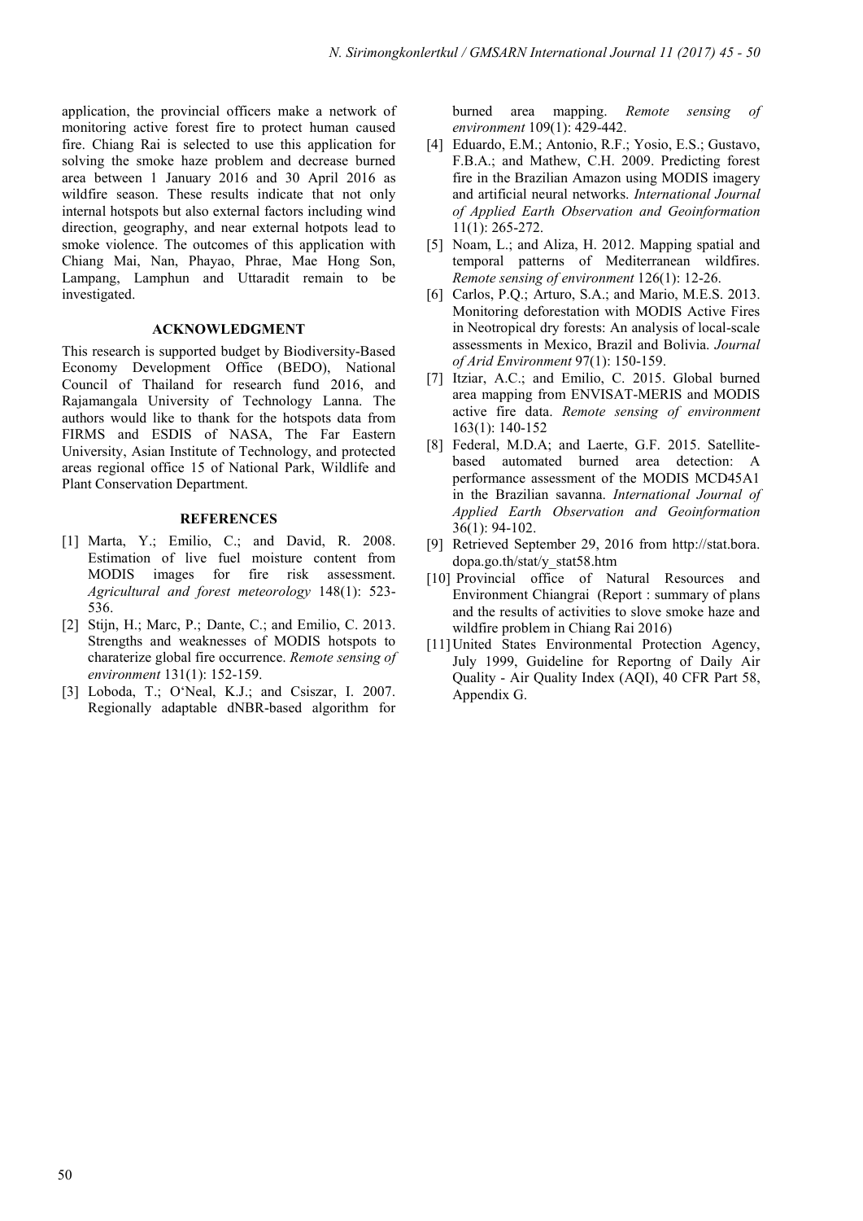application, the provincial officers make a network of monitoring active forest fire to protect human caused fire. Chiang Rai is selected to use this application for solving the smoke haze problem and decrease burned area between 1 January 2016 and 30 April 2016 as wildfire season. These results indicate that not only internal hotspots but also external factors including wind direction, geography, and near external hotpots lead to smoke violence. The outcomes of this application with Chiang Mai, Nan, Phayao, Phrae, Mae Hong Son, Lampang, Lamphun and Uttaradit remain to be investigated.

## ACKNOWLEDGMENT

This research is supported budget by Biodiversity-Based Economy Development Office (BEDO), National Council of Thailand for research fund 2016, and Rajamangala University of Technology Lanna. The authors would like to thank for the hotspots data from FIRMS and ESDIS of NASA, The Far Eastern University, Asian Institute of Technology, and protected areas regional office 15 of National Park, Wildlife and Plant Conservation Department.

## REFERENCES

[1] Marta, Y.; Emilio, C.; and David, R. 2008. Estimation of live fuel moisture content from MODIS images for fire risk assessment. *Agricultural and forest meteorology* 148(1): 523-536.

[2] Stijn, H.; Marc, P.; Dante, C.; and Emilio, C. 2013. Strengths and weaknesses of MODIS hotspots to charaterize global fire occurrence. *Remote sensing of environment* 131(1): 152-159.

[3] Loboda, T.; O'Neal, K.J.; and Csiszar, I. 2007. Regionally adaptable dNBR-based algorithm for burned area mapping. *Remote sensing of environment* 109(1): 429-442.

[4] Eduardo, E.M.; Antonio, R.F.; Yosio, E.S.; Gustavo, F.B.A.; and Mathew, C.H. 2009. Predicting forest fire in the Brazilian Amazon using MODIS imagery and artificial neural networks. *International Journal of Applied Earth Observation and Geoinformation* 11(1): 265-272.

[5] Noam, L.; and Aliza, H. 2012. Mapping spatial and temporal patterns of Mediterranean wildfires. *Remote sensing of environment* 126(1): 12-26.

[6] Carlos, P.Q.; Arturo, S.A.; and Mario, M.E.S. 2013. Monitoring deforestation with MODIS Active Fires in Neotropical dry forests: An analysis of local-scale assessments in Mexico, Brazil and Bolivia. *Journal of Arid Environment* 97(1): 150-159.

[7] Itziar, A.C.; and Emilio, C. 2015. Global burned area mapping from ENVISAT-MERIS and MODIS active fire data. *Remote sensing of environment* 163(1): 140-152

[8] Federal, M.D.A; and Laerte, G.F. 2015. Satellite-based automated burned area detection: A performance assessment of the MODIS MCD45A1 in the Brazilian savanna. *International Journal of Applied Earth Observation and Geoinformation* 36(1): 94-102.

[9] Retrieved September 29, 2016 from http://stat.bora.dopa.go.th/stat/y_stat58.htm

[10] Provincial office of Natural Resources and Environment Chiangrai (Report : summary of plans and the results of activities to slove smoke haze and wildfire problem in Chiang Rai 2016)

[11] United States Environmental Protection Agency, July 1999, Guideline for Reportng of Daily Air Quality - Air Quality Index (AQI), 40 CFR Part 58, Appendix G.